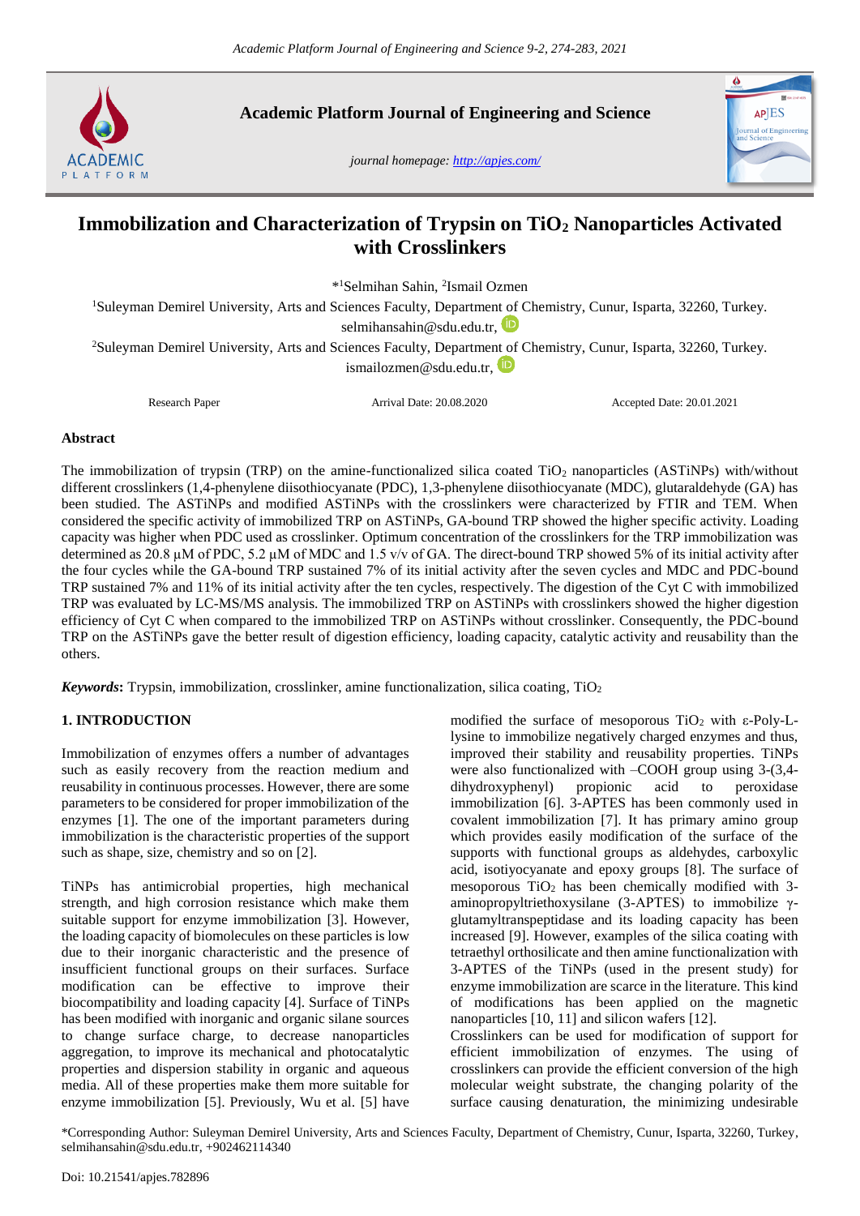# Immobilization and Characterization of Trypsin on $TiO_2$ Nanoparticles Activated with Crosslinkers

*[1]Selmihan Sahin, [2]Ismail Ozmen

[1]Suleyman Demirel University, Arts and Sciences Faculty, Department of Chemistry, Cunur, Isparta, 32260, Turkey. selmihansahin@sdu.edu.tr,

[2]Suleyman Demirel University, Arts and Sciences Faculty, Department of Chemistry, Cunur, Isparta, 32260, Turkey. ismailozmen@sdu.edu.tr,

Research Paper | Arrival Date: 20.08.2020 | Accepted Date: 20.01.2021

## Abstract

The immobilization of trypsin (TRP) on the amine-functionalized silica coated $TiO_2$ nanoparticles (ASTiNPs) with/without different crosslinkers (1,4-phenylene diisothiocyanate (PDC), 1,3-phenylene diisothiocyanate (MDC), glutaraldehyde (GA) has been studied. The ASTiNPs and modified ASTiNPs with the crosslinkers were characterized by FTIR and TEM. When considered the specific activity of immobilized TRP on ASTiNPs, GA-bound TRP showed the higher specific activity. Loading capacity was higher when PDC used as crosslinker. Optimum concentration of the crosslinkers for the TRP immobilization was determined as 20.8 µM of PDC, 5.2 µM of MDC and 1.5 v/v of GA. The direct-bound TRP showed 5% of its initial activity after the four cycles while the GA-bound TRP sustained 7% of its initial activity after the seven cycles and MDC and PDC-bound TRP sustained 7% and 11% of its initial activity after the ten cycles, respectively. The digestion of the Cyt C with immobilized TRP was evaluated by LC-MS/MS analysis. The immobilized TRP on ASTiNPs with crosslinkers showed the higher digestion efficiency of Cyt C when compared to the immobilized TRP on ASTiNPs without crosslinker. Consequently, the PDC-bound TRP on the ASTiNPs gave the better result of digestion efficiency, loading capacity, catalytic activity and reusability than the others.

***Keywords*:** Trypsin, immobilization, crosslinker, amine functionalization, silica coating, $TiO_2$

## 1. INTRODUCTION

Immobilization of enzymes offers a number of advantages such as easily recovery from the reaction medium and reusability in continuous processes. However, there are some parameters to be considered for proper immobilization of the enzymes [1]. The one of the important parameters during immobilization is the characteristic properties of the support such as shape, size, chemistry and so on [2].

TiNPs has antimicrobial properties, high mechanical strength, and high corrosion resistance which make them suitable support for enzyme immobilization [3]. However, the loading capacity of biomolecules on these particles is low due to their inorganic characteristic and the presence of insufficient functional groups on their surfaces. Surface modification can be effective to improve their biocompatibility and loading capacity [4]. Surface of TiNPs has been modified with inorganic and organic silane sources to change surface charge, to decrease nanoparticles aggregation, to improve its mechanical and photocatalytic properties and dispersion stability in organic and aqueous media. All of these properties make them more suitable for enzyme immobilization [5]. Previously, Wu et al. [5] have modified the surface of mesoporous $TiO_2$ with ε-Poly-L-lysine to immobilize negatively charged enzymes and thus, improved their stability and reusability properties. TiNPs were also functionalized with –COOH group using 3-(3,4-dihydroxyphenyl) propionic acid to peroxidase immobilization [6]. 3-APTES has been commonly used in covalent immobilization [7]. It has primary amino group which provides easily modification of the surface of the supports with functional groups as aldehydes, carboxylic acid, isotiyocyanate and epoxy groups [8]. The surface of mesoporous $TiO_2$ has been chemically modified with 3-aminopropyltriethoxysilane (3-APTES) to immobilize γ-glutamyltranspeptidase and its loading capacity has been increased [9]. However, examples of the silica coating with tetraethyl orthosilicate and then amine functionalization with 3-APTES of the TiNPs (used in the present study) for enzyme immobilization are scarce in the literature. This kind of modifications has been applied on the magnetic nanoparticles [10, 11] and silicon wafers [12].

Crosslinkers can be used for modification of support for efficient immobilization of enzymes. The using of crosslinkers can provide the efficient conversion of the high molecular weight substrate, the changing polarity of the surface causing denaturation, the minimizing undesirable

*Corresponding Author: Suleyman Demirel University, Arts and Sciences Faculty, Department of Chemistry, Cunur, Isparta, 32260, Turkey, selmihansahin@sdu.edu.tr, +902462114340

Doi: 10.21541/apjes.782896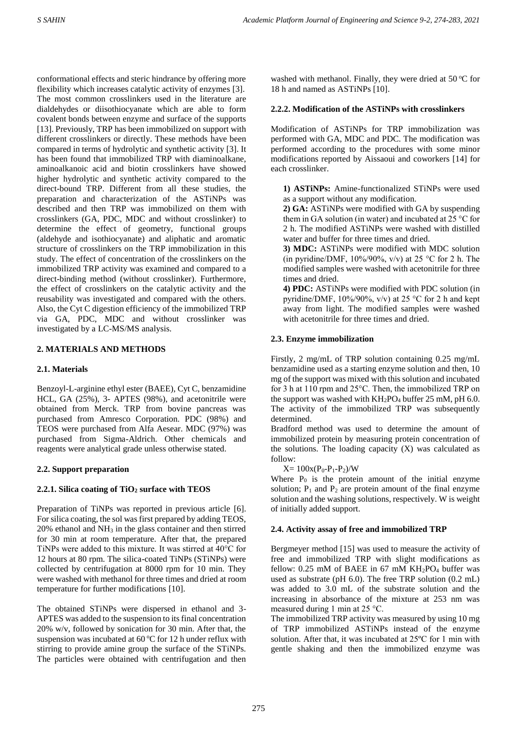conformational effects and steric hindrance by offering more flexibility which increases catalytic activity of enzymes [3]. The most common crosslinkers used in the literature are dialdehydes or diisothiocyanate which are able to form covalent bonds between enzyme and surface of the supports [13]. Previously, TRP has been immobilized on support with different crosslinkers or directly. These methods have been compared in terms of hydrolytic and synthetic activity [3]. It has been found that immobilized TRP with diaminoalkane, aminoalkanoic acid and biotin crosslinkers have showed higher hydrolytic and synthetic activity compared to the direct-bound TRP. Different from all these studies, the preparation and characterization of the ASTiNPs was described and then TRP was immobilized on them with crosslinkers (GA, PDC, MDC and without crosslinker) to determine the effect of geometry, functional groups (aldehyde and isothiocyanate) and aliphatic and aromatic structure of crosslinkers on the TRP immobilization in this study. The effect of concentration of the crosslinkers on the immobilized TRP activity was examined and compared to a direct-binding method (without crosslinker). Furthermore, the effect of crosslinkers on the catalytic activity and the reusability was investigated and compared with the others. Also, the Cyt C digestion efficiency of the immobilized TRP via GA, PDC, MDC and without crosslinker was investigated by a LC-MS/MS analysis.

## 2. MATERIALS AND METHODS

### 2.1. Materials

Benzoyl-L-arginine ethyl ester (BAEE), Cyt C, benzamidine HCL, GA (25%), 3- APTES (98%), and acetonitrile were obtained from Merck. TRP from bovine pancreas was purchased from Amresco Corporation. PDC (98%) and TEOS were purchased from Alfa Aesear. MDC (97%) was purchased from Sigma-Aldrich. Other chemicals and reagents were analytical grade unless otherwise stated.

### 2.2. Support preparation

#### 2.2.1. Silica coating of $TiO_2$ surface with TEOS

Preparation of TiNPs was reported in previous article [6]. For silica coating, the sol was first prepared by adding TEOS, 20% ethanol and $NH_3$ in the glass container and then stirred for 30 min at room temperature. After that, the prepared TiNPs were added to this mixture. It was stirred at 40°C for 12 hours at 80 rpm. The silica-coated TiNPs (STiNPs) were collected by centrifugation at 8000 rpm for 10 min. They were washed with methanol for three times and dried at room temperature for further modifications [10].

The obtained STiNPs were dispersed in ethanol and 3-APTES was added to the suspension to its final concentration 20% w/v, followed by sonication for 30 min. After that, the suspension was incubated at 60 °C for 12 h under reflux with stirring to provide amine group the surface of the STiNPs. The particles were obtained with centrifugation and then washed with methanol. Finally, they were dried at 50 °C for 18 h and named as ASTiNPs [10].

#### 2.2.2. Modification of the ASTiNPs with crosslinkers

Modification of ASTiNPs for TRP immobilization was performed with GA, MDC and PDC. The modification was performed according to the procedures with some minor modifications reported by Aissaoui and coworkers [14] for each crosslinker.

**1) ASTiNPs:** Amine-functionalized STiNPs were used as a support without any modification.

**2) GA:** ASTiNPs were modified with GA by suspending them in GA solution (in water) and incubated at 25 °C for 2 h. The modified ASTiNPs were washed with distilled water and buffer for three times and dried.

**3) MDC:** ASTiNPs were modified with MDC solution (in pyridine/DMF, 10%/90%, v/v) at 25 °C for 2 h. The modified samples were washed with acetonitrile for three times and dried.

**4) PDC:** ASTiNPs were modified with PDC solution (in pyridine/DMF, 10%/90%, v/v) at 25 °C for 2 h and kept away from light. The modified samples were washed with acetonitrile for three times and dried.

### 2.3. Enzyme immobilization

Firstly, 2 mg/mL of TRP solution containing 0.25 mg/mL benzamidine used as a starting enzyme solution and then, 10 mg of the support was mixed with this solution and incubated for 3 h at 110 rpm and 25°C. Then, the immobilized TRP on the support was washed with $KH_2PO_4$ buffer 25 mM, pH 6.0. The activity of the immobilized TRP was subsequently determined.

Bradford method was used to determine the amount of immobilized protein by measuring protein concentration of the solutions. The loading capacity (X) was calculated as follow:

$$X = 100x(P_0-P_1-P_2)/W$$

Where $P_0$ is the protein amount of the initial enzyme solution; $P_1$ and $P_2$ are protein amount of the final enzyme solution and the washing solutions, respectively. W is weight of initially added support.

### 2.4. Activity assay of free and immobilized TRP

Bergmeyer method [15] was used to measure the activity of free and immobilized TRP with slight modifications as fellow: 0.25 mM of BAEE in 67 mM $KH_2PO_4$ buffer was used as substrate (pH 6.0). The free TRP solution (0.2 mL) was added to 3.0 mL of the substrate solution and the increasing in absorbance of the mixture at 253 nm was measured during 1 min at 25 °C.

The immobilized TRP activity was measured by using 10 mg of TRP immobilized ASTiNPs instead of the enzyme solution. After that, it was incubated at 25ºC for 1 min with gentle shaking and then the immobilized enzyme was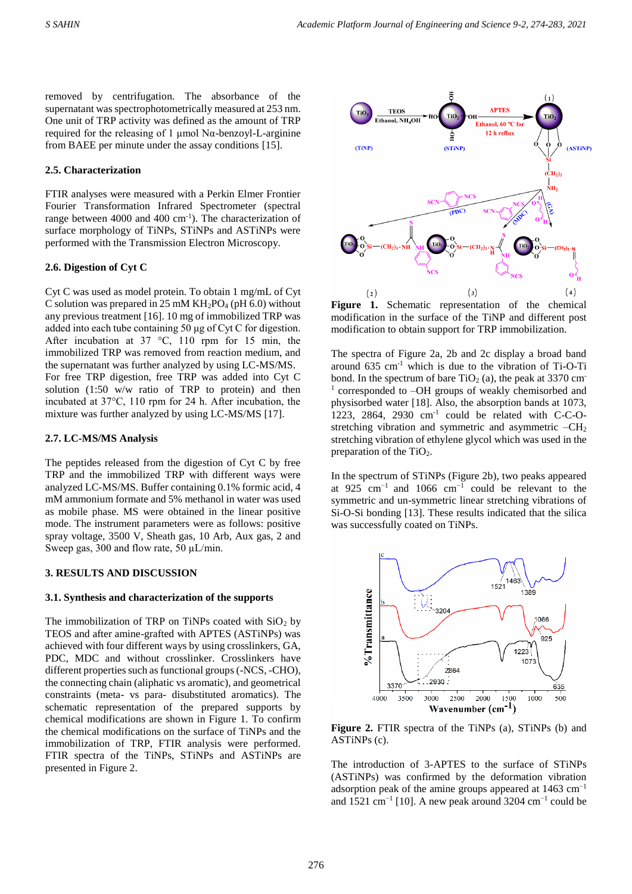removed by centrifugation. The absorbance of the supernatant was spectrophotometrically measured at 253 nm. One unit of TRP activity was defined as the amount of TRP required for the releasing of 1 µmol Nα-benzoyl-L-arginine from BAEE per minute under the assay conditions [15].

### 2.5. Characterization

FTIR analyses were measured with a Perkin Elmer Frontier Fourier Transformation Infrared Spectrometer (spectral range between 4000 and 400 $cm^{-1}$). The characterization of surface morphology of TiNPs, STiNPs and ASTiNPs were performed with the Transmission Electron Microscopy.

### 2.6. Digestion of Cyt C

Cyt C was used as model protein. To obtain 1 mg/mL of Cyt C solution was prepared in 25 mM $KH_2PO_4$ (pH 6.0) without any previous treatment [16]. 10 mg of immobilized TRP was added into each tube containing 50 µg of Cyt C for digestion. After incubation at 37 °C, 110 rpm for 15 min, the immobilized TRP was removed from reaction medium, and the supernatant was further analyzed by using LC-MS/MS. For free TRP digestion, free TRP was added into Cyt C solution (1:50 w/w ratio of TRP to protein) and then incubated at 37°C, 110 rpm for 24 h. After incubation, the mixture was further analyzed by using LC-MS/MS [17].

### 2.7. LC-MS/MS Analysis

The peptides released from the digestion of Cyt C by free TRP and the immobilized TRP with different ways were analyzed LC-MS/MS. Buffer containing 0.1% formic acid, 4 mM ammonium formate and 5% methanol in water was used as mobile phase. MS were obtained in the linear positive mode. The instrument parameters were as follows: positive spray voltage, 3500 V, Sheath gas, 10 Arb, Aux gas, 2 and Sweep gas, 300 and flow rate, 50 µL/min.

## 3. RESULTS AND DISCUSSION

### 3.1. Synthesis and characterization of the supports

The immobilization of TRP on TiNPs coated with $SiO_2$ by TEOS and after amine-grafted with APTES (ASTiNPs) was achieved with four different ways by using crosslinkers, GA, PDC, MDC and without crosslinker. Crosslinkers have different properties such as functional groups (-NCS, -CHO), the connecting chain (aliphatic vs aromatic), and geometrical constraints (meta- vs para- disubstituted aromatics). The schematic representation of the prepared supports by chemical modifications are shown in Figure 1. To confirm the chemical modifications on the surface of TiNPs and the immobilization of TRP, FTIR analysis were performed. FTIR spectra of the TiNPs, STiNPs and ASTiNPs are presented in Figure 2.

**Figure 1.** Schematic representation of the chemical modification in the surface of the TiNP and different post modification to obtain support for TRP immobilization.

The spectra of Figure 2a, 2b and 2c display a broad band around 635 $cm^{-1}$ which is due to the vibration of Ti-O-Ti bond. In the spectrum of bare $TiO_2$ (a), the peak at 3370 $cm^{-1}$ corresponded to –OH groups of weakly chemisorbed and physisorbed water [18]. Also, the absorption bands at 1073, 1223, 2864, 2930 $cm^{-1}$ could be related with C-C-O-stretching vibration and symmetric and asymmetric $–CH_2$ stretching vibration of ethylene glycol which was used in the preparation of the $TiO_2$.

In the spectrum of STiNPs (Figure 2b), two peaks appeared at 925 $cm^{-1}$ and 1066 $cm^{-1}$ could be relevant to the symmetric and un-symmetric linear stretching vibrations of Si-O-Si bonding [13]. These results indicated that the silica was successfully coated on TiNPs.

**Figure 2.** FTIR spectra of the TiNPs (a), STiNPs (b) and ASTiNPs (c).

The introduction of 3-APTES to the surface of STiNPs (ASTiNPs) was confirmed by the deformation vibration adsorption peak of the amine groups appeared at 1463 $cm^{-1}$ and 1521 $cm^{-1}$ [10]. A new peak around 3204 $cm^{-1}$ could be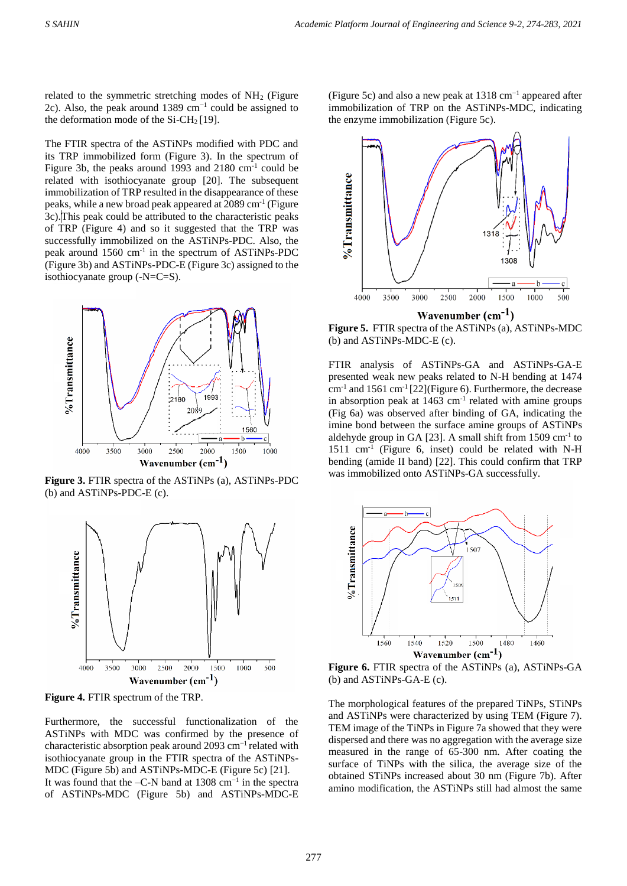related to the symmetric stretching modes of $NH_2$ (Figure 2c). Also, the peak around 1389 $cm^{-1}$ could be assigned to the deformation mode of the $Si\text{-}CH_2$ [19].

The FTIR spectra of the ASTiNPs modified with PDC and its TRP immobilized form (Figure 3). In the spectrum of Figure 3b, the peaks around 1993 and 2180 $cm^{-1}$ could be related with isothiocyanate group [20]. The subsequent immobilization of TRP resulted in the disappearance of these peaks, while a new broad peak appeared at 2089 $cm^{-1}$ (Figure 3c).This peak could be attributed to the characteristic peaks of TRP (Figure 4) and so it suggested that the TRP was successfully immobilized on the ASTiNPs-PDC. Also, the peak around 1560 $cm^{-1}$ in the spectrum of ASTiNPs-PDC (Figure 3b) and ASTiNPs-PDC-E (Figure 3c) assigned to the isothiocyanate group (-N=C=S).

**Figure 3.** FTIR spectra of the ASTiNPs (a), ASTiNPs-PDC (b) and ASTiNPs-PDC-E (c).

**Figure 4.** FTIR spectrum of the TRP.

Furthermore, the successful functionalization of the ASTiNPs with MDC was confirmed by the presence of characteristic absorption peak around 2093 $cm^{-1}$ related with isothiocyanate group in the FTIR spectra of the ASTiNPs-MDC (Figure 5b) and ASTiNPs-MDC-E (Figure 5c) [21]. It was found that the –C-N band at 1308 $cm^{-1}$ in the spectra of ASTiNPs-MDC (Figure 5b) and ASTiNPs-MDC-E (Figure 5c) and also a new peak at 1318 $cm^{-1}$ appeared after immobilization of TRP on the ASTiNPs-MDC, indicating the enzyme immobilization (Figure 5c).

**Figure 5.** FTIR spectra of the ASTiNPs (a), ASTiNPs-MDC (b) and ASTiNPs-MDC-E (c).

FTIR analysis of ASTiNPs-GA and ASTiNPs-GA-E presented weak new peaks related to N-H bending at 1474 $cm^{-1}$ and 1561 $cm^{-1}$ [22](Figure 6). Furthermore, the decrease in absorption peak at 1463 $cm^{-1}$ related with amine groups (Fig 6a) was observed after binding of GA, indicating the imine bond between the surface amine groups of ASTiNPs aldehyde group in GA [23]. A small shift from 1509 $cm^{-1}$ to 1511 $cm^{-1}$ (Figure 6, inset) could be related with N-H bending (amide II band) [22]. This could confirm that TRP was immobilized onto ASTiNPs-GA successfully.

**Figure 6.** FTIR spectra of the ASTiNPs (a), ASTiNPs-GA (b) and ASTiNPs-GA-E (c).

The morphological features of the prepared TiNPs, STiNPs and ASTiNPs were characterized by using TEM (Figure 7). TEM image of the TiNPs in Figure 7a showed that they were dispersed and there was no aggregation with the average size measured in the range of 65-300 nm. After coating the surface of TiNPs with the silica, the average size of the obtained STiNPs increased about 30 nm (Figure 7b). After amino modification, the ASTiNPs still had almost the same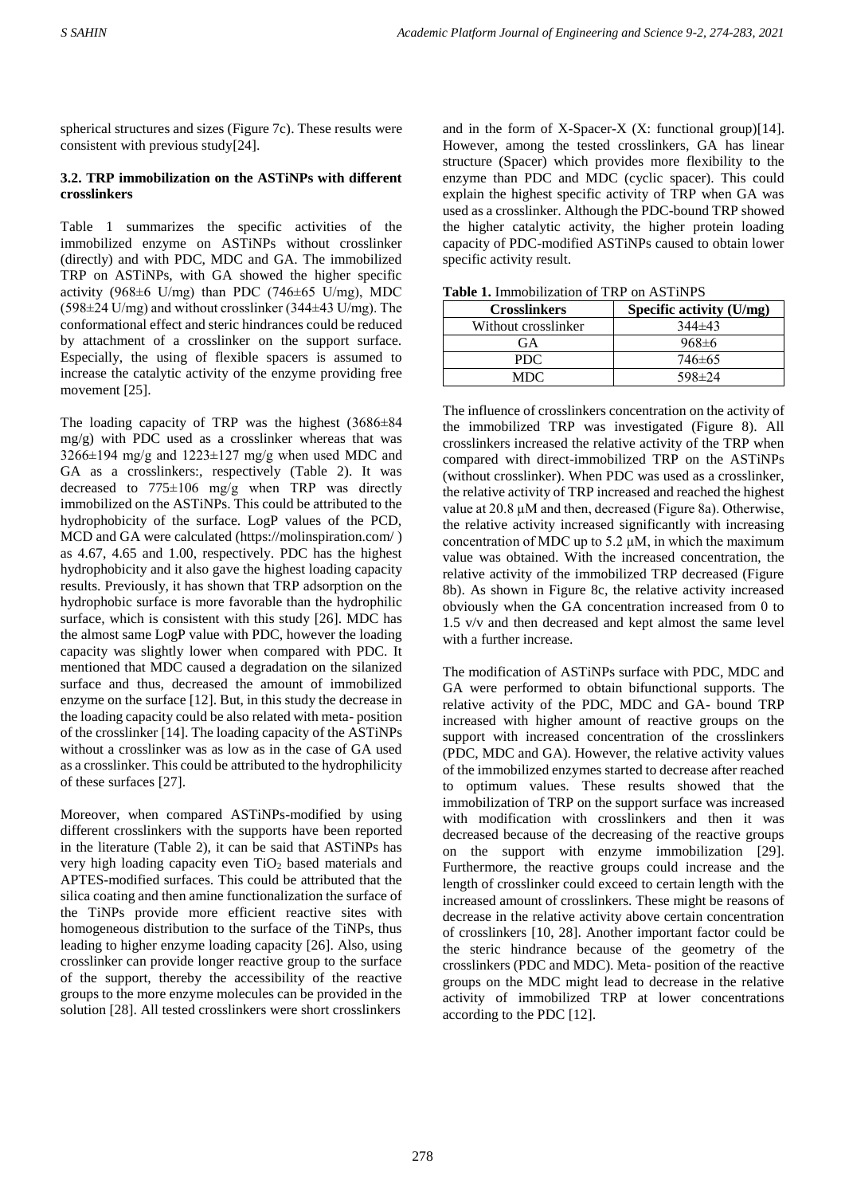spherical structures and sizes (Figure 7c). These results were consistent with previous study[24].

### 3.2. TRP immobilization on the ASTiNPs with different crosslinkers

Table 1 summarizes the specific activities of the immobilized enzyme on ASTiNPs without crosslinker (directly) and with PDC, MDC and GA. The immobilized TRP on ASTiNPs, with GA showed the higher specific activity (968±6 U/mg) than PDC (746±65 U/mg), MDC (598±24 U/mg) and without crosslinker (344±43 U/mg). The conformational effect and steric hindrances could be reduced by attachment of a crosslinker on the support surface. Especially, the using of flexible spacers is assumed to increase the catalytic activity of the enzyme providing free movement [25].

The loading capacity of TRP was the highest (3686±84 mg/g) with PDC used as a crosslinker whereas that was 3266±194 mg/g and 1223±127 mg/g when used MDC and GA as a crosslinkers:, respectively (Table 2). It was decreased to 775±106 mg/g when TRP was directly immobilized on the ASTiNPs. This could be attributed to the hydrophobicity of the surface. LogP values of the PCD, MCD and GA were calculated (https://molinspiration.com/ ) as 4.67, 4.65 and 1.00, respectively. PDC has the highest hydrophobicity and it also gave the highest loading capacity results. Previously, it has shown that TRP adsorption on the hydrophobic surface is more favorable than the hydrophilic surface, which is consistent with this study [26]. MDC has the almost same LogP value with PDC, however the loading capacity was slightly lower when compared with PDC. It mentioned that MDC caused a degradation on the silanized surface and thus, decreased the amount of immobilized enzyme on the surface [12]. But, in this study the decrease in the loading capacity could be also related with meta- position of the crosslinker [14]. The loading capacity of the ASTiNPs without a crosslinker was as low as in the case of GA used as a crosslinker. This could be attributed to the hydrophilicity of these surfaces [27].

Moreover, when compared ASTiNPs-modified by using different crosslinkers with the supports have been reported in the literature (Table 2), it can be said that ASTiNPs has very high loading capacity even $TiO_2$ based materials and APTES-modified surfaces. This could be attributed that the silica coating and then amine functionalization the surface of the TiNPs provide more efficient reactive sites with homogeneous distribution to the surface of the TiNPs, thus leading to higher enzyme loading capacity [26]. Also, using crosslinker can provide longer reactive group to the surface of the support, thereby the accessibility of the reactive groups to the more enzyme molecules can be provided in the solution [28]. All tested crosslinkers were short crosslinkers and in the form of X-Spacer-X (X: functional group)[14]. However, among the tested crosslinkers, GA has linear structure (Spacer) which provides more flexibility to the enzyme than PDC and MDC (cyclic spacer). This could explain the highest specific activity of TRP when GA was used as a crosslinker. Although the PDC-bound TRP showed the higher catalytic activity, the higher protein loading capacity of PDC-modified ASTiNPs caused to obtain lower specific activity result.

**Table 1.** Immobilization of TRP on ASTiNPS

| Crosslinkers | Specific activity (U/mg) |
|---|---|
| Without crosslinker | 344±43 |
| GA | 968±6 |
| PDC | 746±65 |
| MDC | 598±24 |

The influence of crosslinkers concentration on the activity of the immobilized TRP was investigated (Figure 8). All crosslinkers increased the relative activity of the TRP when compared with direct-immobilized TRP on the ASTiNPs (without crosslinker). When PDC was used as a crosslinker, the relative activity of TRP increased and reached the highest value at 20.8 µM and then, decreased (Figure 8a). Otherwise, the relative activity increased significantly with increasing concentration of MDC up to 5.2 µM, in which the maximum value was obtained. With the increased concentration, the relative activity of the immobilized TRP decreased (Figure 8b). As shown in Figure 8c, the relative activity increased obviously when the GA concentration increased from 0 to 1.5 v/v and then decreased and kept almost the same level with a further increase.

The modification of ASTiNPs surface with PDC, MDC and GA were performed to obtain bifunctional supports. The relative activity of the PDC, MDC and GA- bound TRP increased with higher amount of reactive groups on the support with increased concentration of the crosslinkers (PDC, MDC and GA). However, the relative activity values of the immobilized enzymes started to decrease after reached to optimum values. These results showed that the immobilization of TRP on the support surface was increased with modification with crosslinkers and then it was decreased because of the decreasing of the reactive groups on the support with enzyme immobilization [29]. Furthermore, the reactive groups could increase and the length of crosslinker could exceed to certain length with the increased amount of crosslinkers. These might be reasons of decrease in the relative activity above certain concentration of crosslinkers [10, 28]. Another important factor could be the steric hindrance because of the geometry of the crosslinkers (PDC and MDC). Meta- position of the reactive groups on the MDC might lead to decrease in the relative activity of immobilized TRP at lower concentrations according to the PDC [12].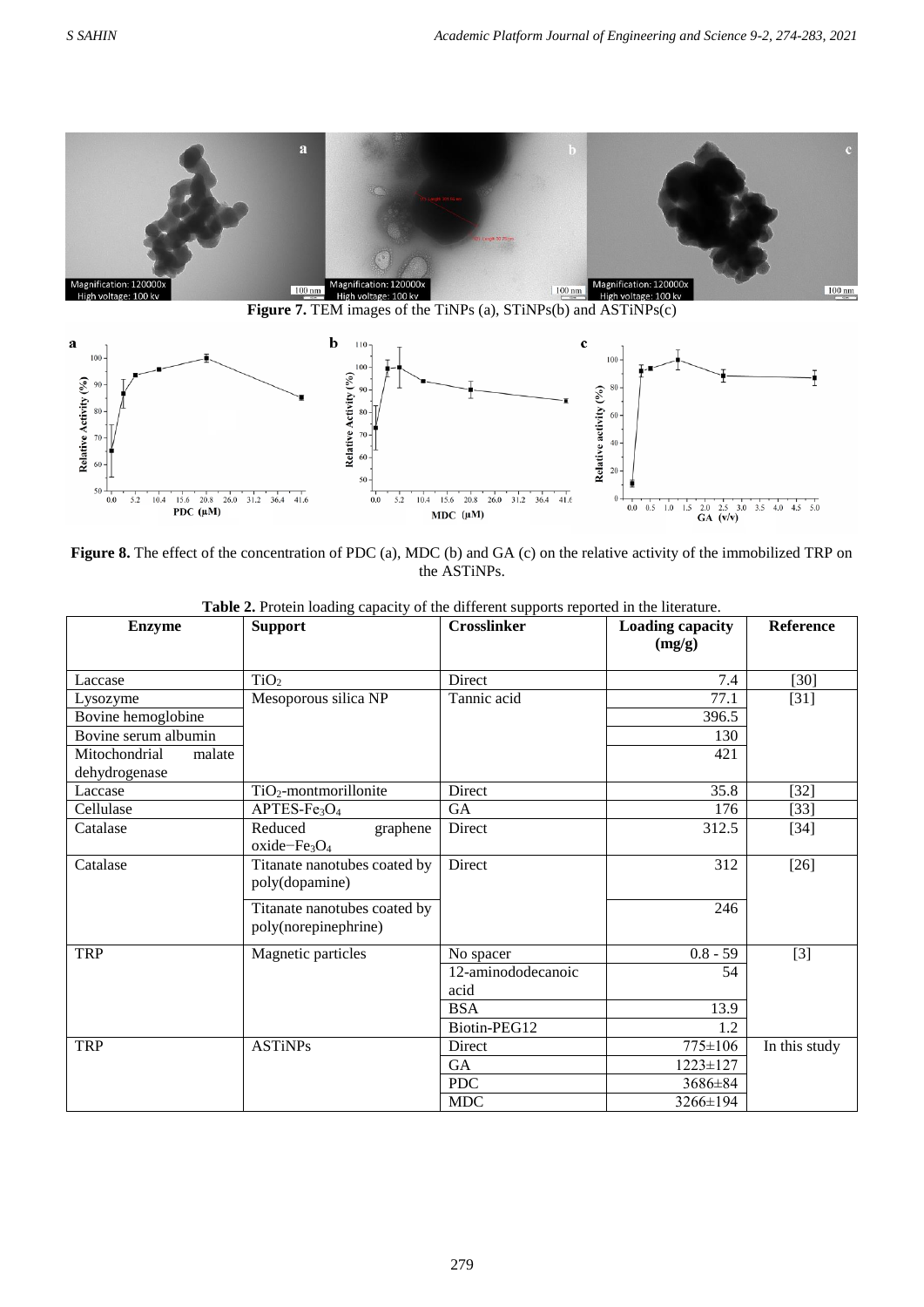**Figure 7.** TEM images of the TiNPs (a), STiNPs(b) and ASTiNPs(c)

**Figure 8.** The effect of the concentration of PDC (a), MDC (b) and GA (c) on the relative activity of the immobilized TRP on the ASTiNPs.

**Table 2.** Protein loading capacity of the different supports reported in the literature.

| Enzyme | Support | Crosslinker | Loading capacity (mg/g) | Reference |
|---|---|---|---|---|
| Laccase | $TiO_2$ | Direct | 7.4 | [30] |
| Lysozyme | Mesoporous silica NP | Tannic acid | 77.1 | [31] |
| Bovine hemoglobine | | | 396.5 | |
| Bovine serum albumin | | | 130 | |
| Mitochondrial malate dehydrogenase | | | 421 | |
| Laccase | $TiO_2$-montmorillonite | Direct | 35.8 | [32] |
| Cellulase | APTES-$Fe_3O_4$ | GA | 176 | [33] |
| Catalase | Reduced graphene oxide−$Fe_3O_4$ | Direct | 312.5 | [34] |
| Catalase | Titanate nanotubes coated by poly(dopamine) | Direct | 312 | [26] |
| | Titanate nanotubes coated by poly(norepinephrine) | | 246 | |
| TRP | Magnetic particles | No spacer | 0.8 - 59 | [3] |
| | | 12-aminododecanoic acid | 54 | |
| | | BSA | 13.9 | |
| | | Biotin-PEG12 | 1.2 | |
| TRP | ASTiNPs | Direct | 775±106 | In this study |
| | | GA | 1223±127 | |
| | | PDC | 3686±84 | |
| | | MDC | 3266±194 | |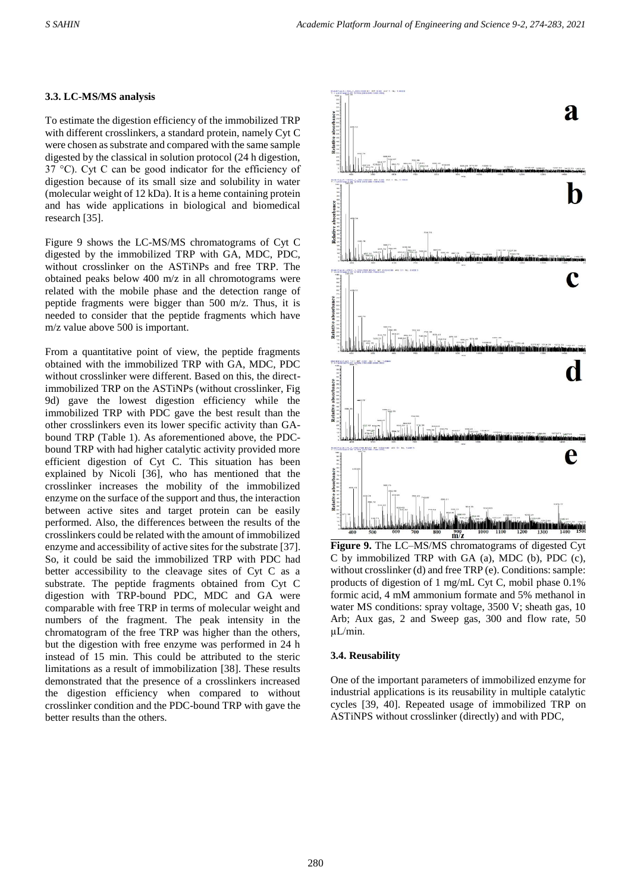### 3.3. LC-MS/MS analysis

To estimate the digestion efficiency of the immobilized TRP with different crosslinkers, a standard protein, namely Cyt C were chosen as substrate and compared with the same sample digested by the classical in solution protocol (24 h digestion, 37 °C). Cyt C can be good indicator for the efficiency of digestion because of its small size and solubility in water (molecular weight of 12 kDa). It is a heme containing protein and has wide applications in biological and biomedical research [35].

Figure 9 shows the LC-MS/MS chromatograms of Cyt C digested by the immobilized TRP with GA, MDC, PDC, without crosslinker on the ASTiNPs and free TRP. The obtained peaks below 400 m/z in all chromotograms were related with the mobile phase and the detection range of peptide fragments were bigger than 500 m/z. Thus, it is needed to consider that the peptide fragments which have m/z value above 500 is important.

From a quantitative point of view, the peptide fragments obtained with the immobilized TRP with GA, MDC, PDC without crosslinker were different. Based on this, the direct-immobilized TRP on the ASTiNPs (without crosslinker, Fig 9d) gave the lowest digestion efficiency while the immobilized TRP with PDC gave the best result than the other crosslinkers even its lower specific activity than GA-bound TRP (Table 1). As aforementioned above, the PDC-bound TRP with had higher catalytic activity provided more efficient digestion of Cyt C. This situation has been explained by Nicoli [36], who has mentioned that the crosslinker increases the mobility of the immobilized enzyme on the surface of the support and thus, the interaction between active sites and target protein can be easily performed. Also, the differences between the results of the crosslinkers could be related with the amount of immobilized enzyme and accessibility of active sites for the substrate [37]. So, it could be said the immobilized TRP with PDC had better accessibility to the cleavage sites of Cyt C as a substrate. The peptide fragments obtained from Cyt C digestion with TRP-bound PDC, MDC and GA were comparable with free TRP in terms of molecular weight and numbers of the fragment. The peak intensity in the chromatogram of the free TRP was higher than the others, but the digestion with free enzyme was performed in 24 h instead of 15 min. This could be attributed to the steric limitations as a result of immobilization [38]. These results demonstrated that the presence of a crosslinkers increased the digestion efficiency when compared to without crosslinker condition and the PDC-bound TRP with gave the better results than the others.

**Figure 9.** The LC–MS/MS chromatograms of digested Cyt C by immobilized TRP with GA (a), MDC (b), PDC (c), without crosslinker (d) and free TRP (e). Conditions: sample: products of digestion of 1 mg/mL Cyt C, mobil phase 0.1% formic acid, 4 mM ammonium formate and 5% methanol in water MS conditions: spray voltage, 3500 V; sheath gas, 10 Arb; Aux gas, 2 and Sweep gas, 300 and flow rate, 50 µL/min.

### 3.4. Reusability

One of the important parameters of immobilized enzyme for industrial applications is its reusability in multiple catalytic cycles [39, 40]. Repeated usage of immobilized TRP on ASTiNPS without crosslinker (directly) and with PDC,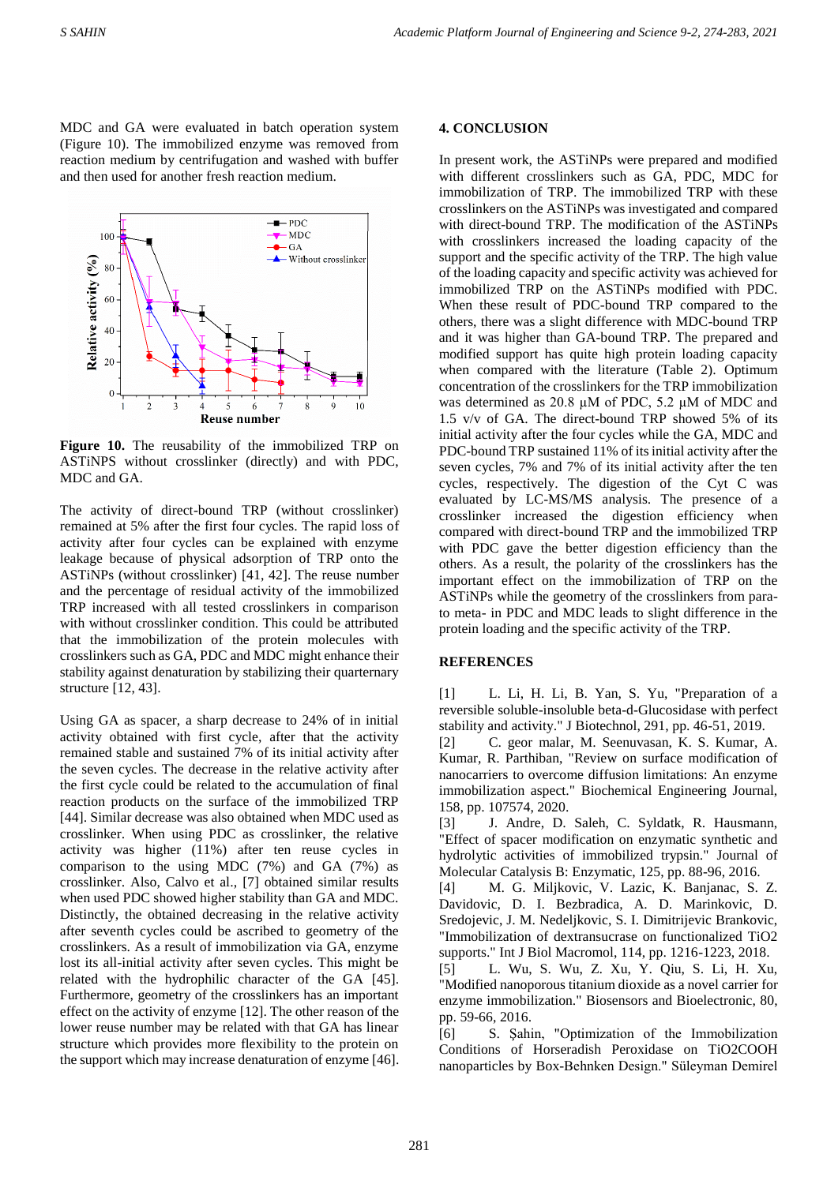MDC and GA were evaluated in batch operation system (Figure 10). The immobilized enzyme was removed from reaction medium by centrifugation and washed with buffer and then used for another fresh reaction medium.

**Figure 10.** The reusability of the immobilized TRP on ASTiNPS without crosslinker (directly) and with PDC, MDC and GA.

The activity of direct-bound TRP (without crosslinker) remained at 5% after the first four cycles. The rapid loss of activity after four cycles can be explained with enzyme leakage because of physical adsorption of TRP onto the ASTiNPs (without crosslinker) [41, 42]. The reuse number and the percentage of residual activity of the immobilized TRP increased with all tested crosslinkers in comparison with without crosslinker condition. This could be attributed that the immobilization of the protein molecules with crosslinkers such as GA, PDC and MDC might enhance their stability against denaturation by stabilizing their quarternary structure [12, 43].

Using GA as spacer, a sharp decrease to 24% of in initial activity obtained with first cycle, after that the activity remained stable and sustained 7% of its initial activity after the seven cycles. The decrease in the relative activity after the first cycle could be related to the accumulation of final reaction products on the surface of the immobilized TRP [44]. Similar decrease was also obtained when MDC used as crosslinker. When using PDC as crosslinker, the relative activity was higher (11%) after ten reuse cycles in comparison to the using MDC (7%) and GA (7%) as crosslinker. Also, Calvo et al., [7] obtained similar results when used PDC showed higher stability than GA and MDC. Distinctly, the obtained decreasing in the relative activity after seventh cycles could be ascribed to geometry of the crosslinkers. As a result of immobilization via GA, enzyme lost its all-initial activity after seven cycles. This might be related with the hydrophilic character of the GA [45]. Furthermore, geometry of the crosslinkers has an important effect on the activity of enzyme [12]. The other reason of the lower reuse number may be related with that GA has linear structure which provides more flexibility to the protein on the support which may increase denaturation of enzyme [46].

## 4. CONCLUSION

In present work, the ASTiNPs were prepared and modified with different crosslinkers such as GA, PDC, MDC for immobilization of TRP. The immobilized TRP with these crosslinkers on the ASTiNPs was investigated and compared with direct-bound TRP. The modification of the ASTiNPs with crosslinkers increased the loading capacity of the support and the specific activity of the TRP. The high value of the loading capacity and specific activity was achieved for immobilized TRP on the ASTiNPs modified with PDC. When these result of PDC-bound TRP compared to the others, there was a slight difference with MDC-bound TRP and it was higher than GA-bound TRP. The prepared and modified support has quite high protein loading capacity when compared with the literature (Table 2). Optimum concentration of the crosslinkers for the TRP immobilization was determined as 20.8 µM of PDC, 5.2 µM of MDC and 1.5 v/v of GA. The direct-bound TRP showed 5% of its initial activity after the four cycles while the GA, MDC and PDC-bound TRP sustained 11% of its initial activity after the seven cycles, 7% and 7% of its initial activity after the ten cycles, respectively. The digestion of the Cyt C was evaluated by LC-MS/MS analysis. The presence of a crosslinker increased the digestion efficiency when compared with direct-bound TRP and the immobilized TRP with PDC gave the better digestion efficiency than the others. As a result, the polarity of the crosslinkers has the important effect on the immobilization of TRP on the ASTiNPs while the geometry of the crosslinkers from para- to meta- in PDC and MDC leads to slight difference in the protein loading and the specific activity of the TRP.

## REFERENCES

[1] L. Li, H. Li, B. Yan, S. Yu, "Preparation of a reversible soluble-insoluble beta-d-Glucosidase with perfect stability and activity." J Biotechnol, 291, pp. 46-51, 2019.

[2] C. geor malar, M. Seenuvasan, K. S. Kumar, A. Kumar, R. Parthiban, "Review on surface modification of nanocarriers to overcome diffusion limitations: An enzyme immobilization aspect." Biochemical Engineering Journal, 158, pp. 107574, 2020.

[3] J. Andre, D. Saleh, C. Syldatk, R. Hausmann, "Effect of spacer modification on enzymatic synthetic and hydrolytic activities of immobilized trypsin." Journal of Molecular Catalysis B: Enzymatic, 125, pp. 88-96, 2016.

[4] M. G. Miljkovic, V. Lazic, K. Banjanac, S. Z. Davidovic, D. I. Bezbradica, A. D. Marinkovic, D. Sredojevic, J. M. Nedeljkovic, S. I. Dimitrijevic Brankovic, "Immobilization of dextransucrase on functionalized TiO2 supports." Int J Biol Macromol, 114, pp. 1216-1223, 2018.

[5] L. Wu, S. Wu, Z. Xu, Y. Qiu, S. Li, H. Xu, "Modified nanoporous titanium dioxide as a novel carrier for enzyme immobilization." Biosensors and Bioelectronic, 80, pp. 59-66, 2016.

[6] S. Şahin, "Optimization of the Immobilization Conditions of Horseradish Peroxidase on TiO2COOH nanoparticles by Box-Behnken Design." Süleyman Demirel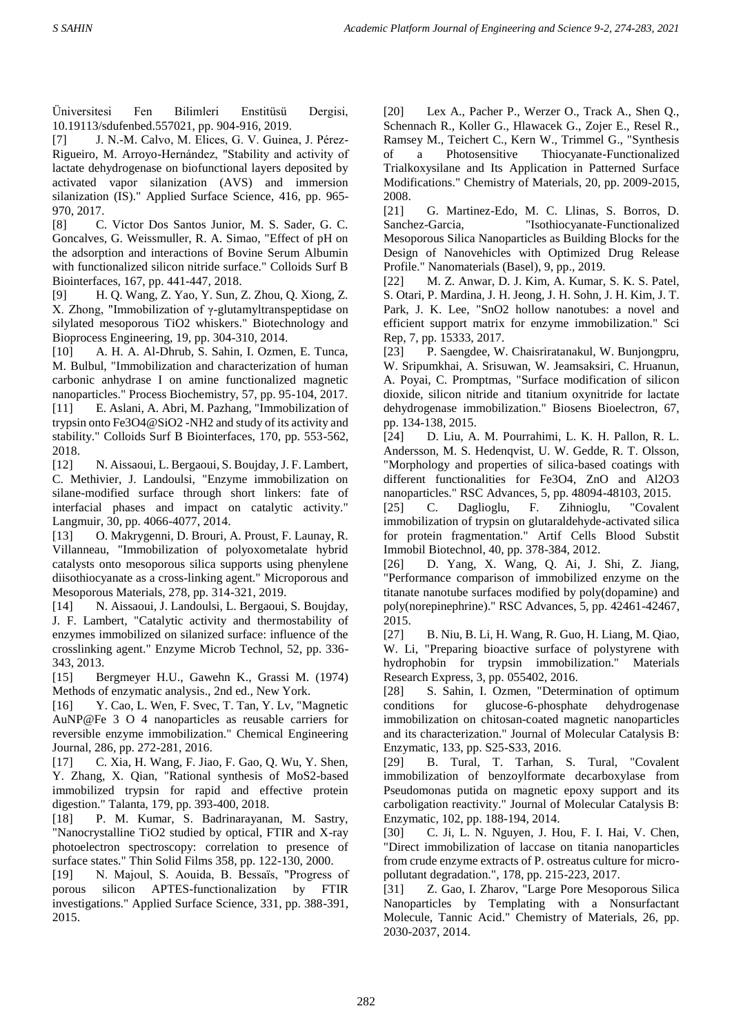Üniversitesi Fen Bilimleri Enstitüsü Dergisi, 10.19113/sdufenbed.557021, pp. 904-916, 2019.

[7] J. N.-M. Calvo, M. Elices, G. V. Guinea, J. Pérez-Rigueiro, M. Arroyo-Hernández, "Stability and activity of lactate dehydrogenase on biofunctional layers deposited by activated vapor silanization (AVS) and immersion silanization (IS)." Applied Surface Science, 416, pp. 965-970, 2017.

[8] C. Victor Dos Santos Junior, M. S. Sader, G. C. Goncalves, G. Weissmuller, R. A. Simao, "Effect of pH on the adsorption and interactions of Bovine Serum Albumin with functionalized silicon nitride surface." Colloids Surf B Biointerfaces, 167, pp. 441-447, 2018.

[9] H. Q. Wang, Z. Yao, Y. Sun, Z. Zhou, Q. Xiong, Z. X. Zhong, "Immobilization of γ-glutamyltranspeptidase on silylated mesoporous $TiO_2$ whiskers." Biotechnology and Bioprocess Engineering, 19, pp. 304-310, 2014.

[10] A. H. A. Al-Dhrub, S. Sahin, I. Ozmen, E. Tunca, M. Bulbul, "Immobilization and characterization of human carbonic anhydrase I on amine functionalized magnetic nanoparticles." Process Biochemistry, 57, pp. 95-104, 2017.

[11] E. Aslani, A. Abri, M. Pazhang, "Immobilization of trypsin onto $Fe_3O_4$@$SiO_2$ -$NH_2$ and study of its activity and stability." Colloids Surf B Biointerfaces, 170, pp. 553-562, 2018.

[12] N. Aissaoui, L. Bergaoui, S. Boujday, J. F. Lambert, C. Methivier, J. Landoulsi, "Enzyme immobilization on silane-modified surface through short linkers: fate of interfacial phases and impact on catalytic activity." Langmuir, 30, pp. 4066-4077, 2014.

[13] O. Makrygenni, D. Brouri, A. Proust, F. Launay, R. Villanneau, "Immobilization of polyoxometalate hybrid catalysts onto mesoporous silica supports using phenylene diisothiocyanate as a cross-linking agent." Microporous and Mesoporous Materials, 278, pp. 314-321, 2019.

[14] N. Aissaoui, J. Landoulsi, L. Bergaoui, S. Boujday, J. F. Lambert, "Catalytic activity and thermostability of enzymes immobilized on silanized surface: influence of the crosslinking agent." Enzyme Microb Technol, 52, pp. 336-343, 2013.

[15] Bergmeyer H.U., Gawehn K., Grassi M. (1974) Methods of enzymatic analysis., 2nd ed., New York.

[16] Y. Cao, L. Wen, F. Svec, T. Tan, Y. Lv, "Magnetic AuNP@Fe 3 O 4 nanoparticles as reusable carriers for reversible enzyme immobilization." Chemical Engineering Journal, 286, pp. 272-281, 2016.

[17] C. Xia, H. Wang, F. Jiao, F. Gao, Q. Wu, Y. Shen, Y. Zhang, X. Qian, "Rational synthesis of $MoS_2$-based immobilized trypsin for rapid and effective protein digestion." Talanta, 179, pp. 393-400, 2018.

[18] P. M. Kumar, S. Badrinarayanan, M. Sastry, "Nanocrystalline $TiO_2$ studied by optical, FTIR and X-ray photoelectron spectroscopy: correlation to presence of surface states." Thin Solid Films 358, pp. 122-130, 2000.

[19] N. Majoul, S. Aouida, B. Bessaïs, "Progress of porous silicon APTES-functionalization by FTIR investigations." Applied Surface Science, 331, pp. 388-391, 2015.

[20] Lex A., Pacher P., Werzer O., Track A., Shen Q., Schennach R., Koller G., Hlawacek G., Zojer E., Resel R., Ramsey M., Teichert C., Kern W., Trimmel G., "Synthesis of a Photosensitive Thiocyanate-Functionalized Trialkoxysilane and Its Application in Patterned Surface Modifications." Chemistry of Materials, 20, pp. 2009-2015, 2008.

[21] G. Martinez-Edo, M. C. Llinas, S. Borros, D. Sanchez-Garcia, "Isothiocyanate-Functionalized Mesoporous Silica Nanoparticles as Building Blocks for the Design of Nanovehicles with Optimized Drug Release Profile." Nanomaterials (Basel), 9, pp., 2019.

[22] M. Z. Anwar, D. J. Kim, A. Kumar, S. K. S. Patel, S. Otari, P. Mardina, J. H. Jeong, J. H. Sohn, J. H. Kim, J. T. Park, J. K. Lee, "$SnO_2$ hollow nanotubes: a novel and efficient support matrix for enzyme immobilization." Sci Rep, 7, pp. 15333, 2017.

[23] P. Saengdee, W. Chaisriratanakul, W. Bunjongpru, W. Sripumkhai, A. Srisuwan, W. Jeamsaksiri, C. Hruanun, A. Poyai, C. Promptmas, "Surface modification of silicon dioxide, silicon nitride and titanium oxynitride for lactate dehydrogenase immobilization." Biosens Bioelectron, 67, pp. 134-138, 2015.

[24] D. Liu, A. M. Pourrahimi, L. K. H. Pallon, R. L. Andersson, M. S. Hedenqvist, U. W. Gedde, R. T. Olsson, "Morphology and properties of silica-based coatings with different functionalities for $Fe_3O_4$, ZnO and $Al_2O_3$ nanoparticles." RSC Advances, 5, pp. 48094-48103, 2015.

[25] C. Daglioglu, F. Zihnioglu, "Covalent immobilization of trypsin on glutaraldehyde-activated silica for protein fragmentation." Artif Cells Blood Substit Immobil Biotechnol, 40, pp. 378-384, 2012.

[26] D. Yang, X. Wang, Q. Ai, J. Shi, Z. Jiang, "Performance comparison of immobilized enzyme on the titanate nanotube surfaces modified by poly(dopamine) and poly(norepinephrine)." RSC Advances, 5, pp. 42461-42467, 2015.

[27] B. Niu, B. Li, H. Wang, R. Guo, H. Liang, M. Qiao, W. Li, "Preparing bioactive surface of polystyrene with hydrophobin for trypsin immobilization." Materials Research Express, 3, pp. 055402, 2016.

[28] S. Sahin, I. Ozmen, "Determination of optimum conditions for glucose-6-phosphate dehydrogenase immobilization on chitosan-coated magnetic nanoparticles and its characterization." Journal of Molecular Catalysis B: Enzymatic, 133, pp. S25-S33, 2016.

[29] B. Tural, T. Tarhan, S. Tural, "Covalent immobilization of benzoylformate decarboxylase from Pseudomonas putida on magnetic epoxy support and its carboligation reactivity." Journal of Molecular Catalysis B: Enzymatic, 102, pp. 188-194, 2014.

[30] C. Ji, L. N. Nguyen, J. Hou, F. I. Hai, V. Chen, "Direct immobilization of laccase on titania nanoparticles from crude enzyme extracts of P. ostreatus culture for micro-pollutant degradation.", 178, pp. 215-223, 2017.

[31] Z. Gao, I. Zharov, "Large Pore Mesoporous Silica Nanoparticles by Templating with a Nonsurfactant Molecule, Tannic Acid." Chemistry of Materials, 26, pp. 2030-2037, 2014.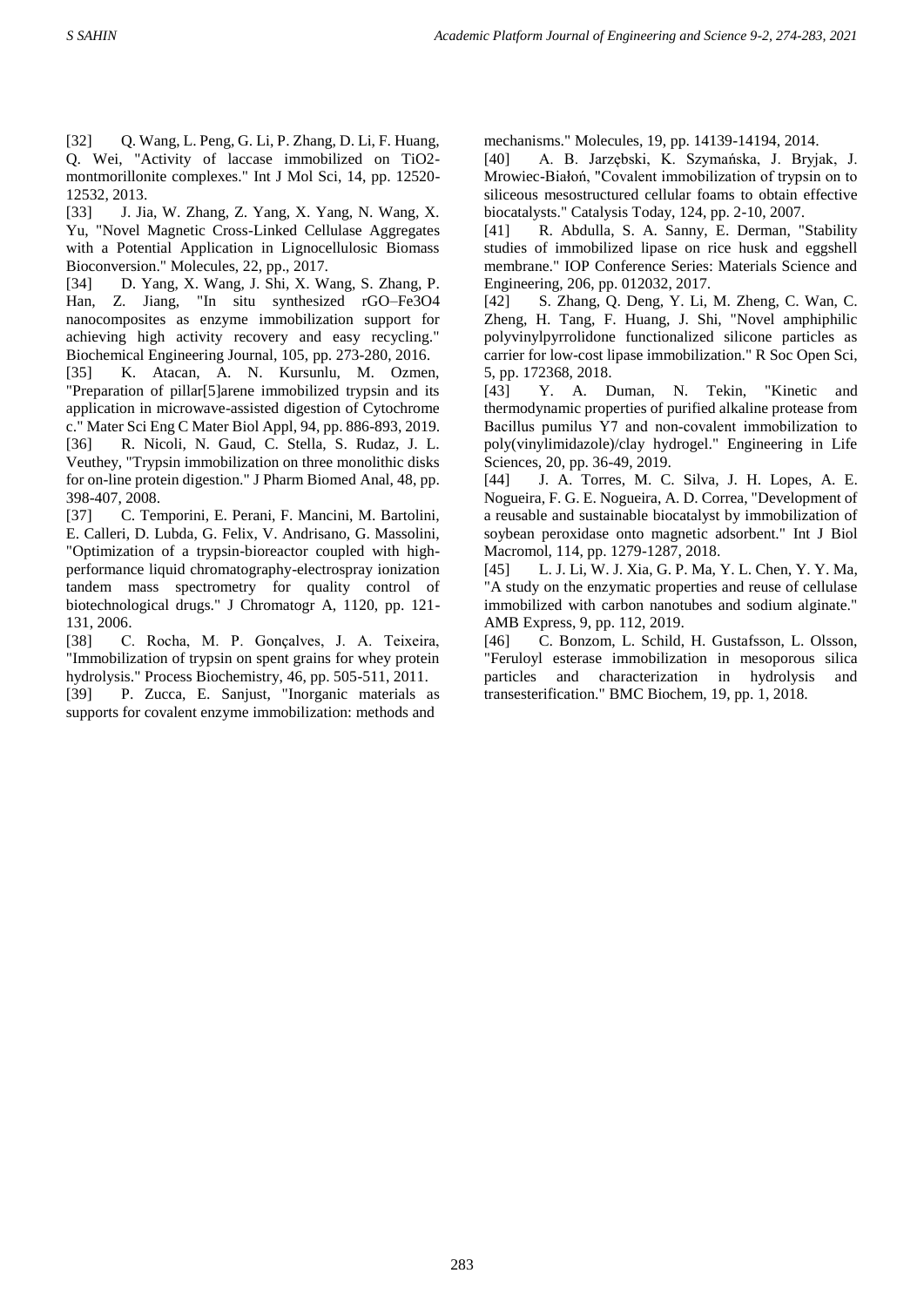[32] Q. Wang, L. Peng, G. Li, P. Zhang, D. Li, F. Huang, Q. Wei, "Activity of laccase immobilized on TiO2-montmorillonite complexes." Int J Mol Sci, 14, pp. 12520-12532, 2013.

[33] J. Jia, W. Zhang, Z. Yang, X. Yang, N. Wang, X. Yu, "Novel Magnetic Cross-Linked Cellulase Aggregates with a Potential Application in Lignocellulosic Biomass Bioconversion." Molecules, 22, pp., 2017.

[34] D. Yang, X. Wang, J. Shi, X. Wang, S. Zhang, P. Han, Z. Jiang, "In situ synthesized rGO–Fe3O4 nanocomposites as enzyme immobilization support for achieving high activity recovery and easy recycling." Biochemical Engineering Journal, 105, pp. 273-280, 2016.

[35] K. Atacan, A. N. Kursunlu, M. Ozmen, "Preparation of pillar[5]arene immobilized trypsin and its application in microwave-assisted digestion of Cytochrome c." Mater Sci Eng C Mater Biol Appl, 94, pp. 886-893, 2019.

[36] R. Nicoli, N. Gaud, C. Stella, S. Rudaz, J. L. Veuthey, "Trypsin immobilization on three monolithic disks for on-line protein digestion." J Pharm Biomed Anal, 48, pp. 398-407, 2008.

[37] C. Temporini, E. Perani, F. Mancini, M. Bartolini, E. Calleri, D. Lubda, G. Felix, V. Andrisano, G. Massolini, "Optimization of a trypsin-bioreactor coupled with high-performance liquid chromatography-electrospray ionization tandem mass spectrometry for quality control of biotechnological drugs." J Chromatogr A, 1120, pp. 121-131, 2006.

[38] C. Rocha, M. P. Gonçalves, J. A. Teixeira, "Immobilization of trypsin on spent grains for whey protein hydrolysis." Process Biochemistry, 46, pp. 505-511, 2011.

[39] P. Zucca, E. Sanjust, "Inorganic materials as supports for covalent enzyme immobilization: methods and mechanisms." Molecules, 19, pp. 14139-14194, 2014.

[40] A. B. Jarzębski, K. Szymańska, J. Bryjak, J. Mrowiec-Białoń, "Covalent immobilization of trypsin on to siliceous mesostructured cellular foams to obtain effective biocatalysts." Catalysis Today, 124, pp. 2-10, 2007.

[41] R. Abdulla, S. A. Sanny, E. Derman, "Stability studies of immobilized lipase on rice husk and eggshell membrane." IOP Conference Series: Materials Science and Engineering, 206, pp. 012032, 2017.

[42] S. Zhang, Q. Deng, Y. Li, M. Zheng, C. Wan, C. Zheng, H. Tang, F. Huang, J. Shi, "Novel amphiphilic polyvinylpyrrolidone functionalized silicone particles as carrier for low-cost lipase immobilization." R Soc Open Sci, 5, pp. 172368, 2018.

[43] Y. A. Duman, N. Tekin, "Kinetic and thermodynamic properties of purified alkaline protease from Bacillus pumilus Y7 and non-covalent immobilization to poly(vinylimidazole)/clay hydrogel." Engineering in Life Sciences, 20, pp. 36-49, 2019.

[44] J. A. Torres, M. C. Silva, J. H. Lopes, A. E. Nogueira, F. G. E. Nogueira, A. D. Correa, "Development of a reusable and sustainable biocatalyst by immobilization of soybean peroxidase onto magnetic adsorbent." Int J Biol Macromol, 114, pp. 1279-1287, 2018.

[45] L. J. Li, W. J. Xia, G. P. Ma, Y. L. Chen, Y. Y. Ma, "A study on the enzymatic properties and reuse of cellulase immobilized with carbon nanotubes and sodium alginate." AMB Express, 9, pp. 112, 2019.

[46] C. Bonzom, L. Schild, H. Gustafsson, L. Olsson, "Feruloyl esterase immobilization in mesoporous silica particles and characterization in hydrolysis and transesterification." BMC Biochem, 19, pp. 1, 2018.